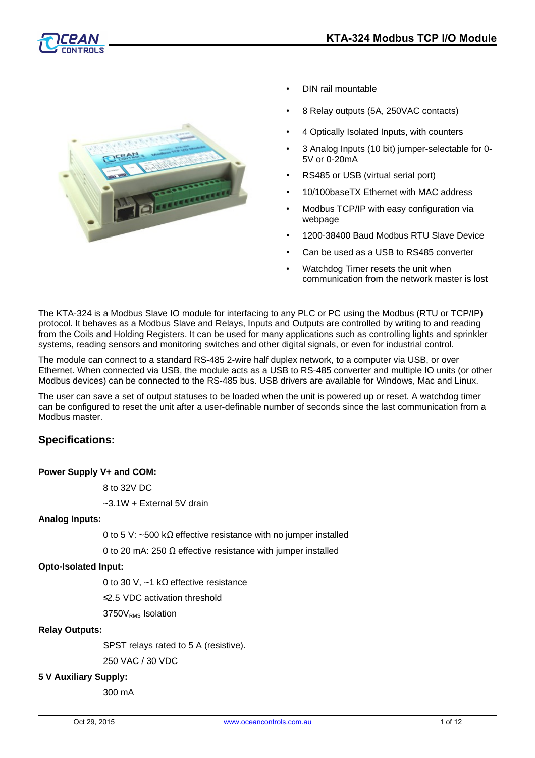# KTA-324 Modbus TCP I/O Module

- DIN rail mountable
- 8 Relay outputs (5A, 250VAC contacts)
- 4 Optically Isolated Inputs, with counters
- 3 Analog Inputs (10 bit) jumper-selectable for 0-5V or 0-20mA
- RS485 or USB (virtual serial port)
- 10/100baseTX Ethernet with MAC address
- Modbus TCP/IP with easy configuration via webpage
- 1200-38400 Baud Modbus RTU Slave Device
- Can be used as a USB to RS485 converter
- Watchdog Timer resets the unit when communication from the network master is lost

The KTA-324 is a Modbus Slave IO module for interfacing to any PLC or PC using the Modbus (RTU or TCP/IP) protocol. It behaves as a Modbus Slave and Relays, Inputs and Outputs are controlled by writing to and reading from the Coils and Holding Registers. It can be used for many applications such as controlling lights and sprinkler systems, reading sensors and monitoring switches and other digital signals, or even for industrial control.

The module can connect to a standard RS-485 2-wire half duplex network, to a computer via USB, or over Ethernet. When connected via USB, the module acts as a USB to RS-485 converter and multiple IO units (or other Modbus devices) can be connected to the RS-485 bus. USB drivers are available for Windows, Mac and Linux.

The user can save a set of output statuses to be loaded when the unit is powered up or reset. A watchdog timer can be configured to reset the unit after a user-definable number of seconds since the last communication from a Modbus master.

## Specifications:

**Power Supply V+ and COM:**

8 to 32V DC

~3.1W + External 5V drain

**Analog Inputs:**

0 to 5 V: ~500 kΩ effective resistance with no jumper installed

0 to 20 mA: 250 Ω effective resistance with jumper installed

**Opto-Isolated Input:**

0 to 30 V, ~1 kΩ effective resistance

≤2.5 VDC activation threshold

3750$V_{RMS}$ Isolation

**Relay Outputs:**

SPST relays rated to 5 A (resistive).

250 VAC / 30 VDC

**5 V Auxiliary Supply:**

300 mA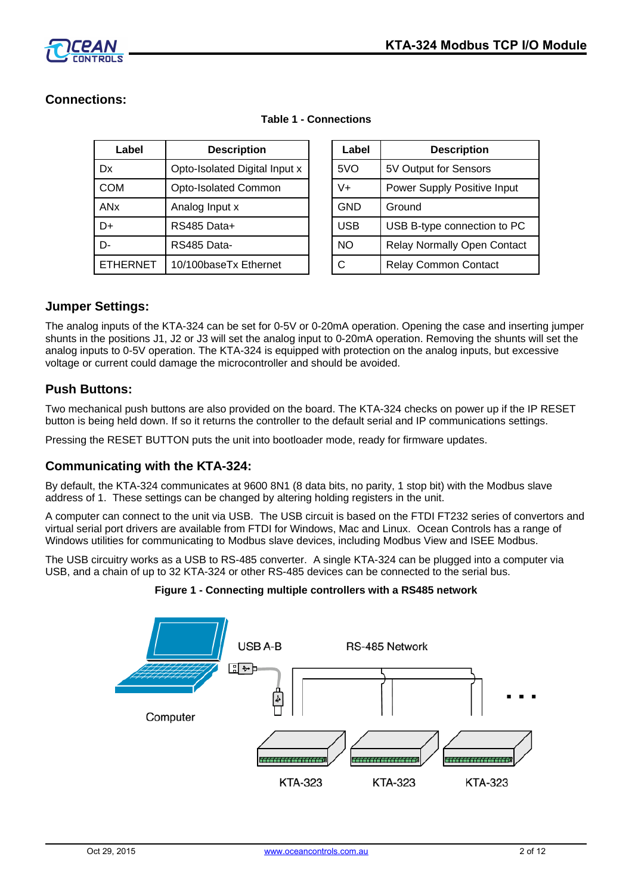## Connections:

**Table 1 - Connections**

| Label | Description |
|---|---|
| Dx | Opto-Isolated Digital Input x |
| COM | Opto-Isolated Common |
| ANx | Analog Input x |
| D+ | RS485 Data+ |
| D- | RS485 Data- |
| ETHERNET | 10/100baseTx Ethernet |

| Label | Description |
|---|---|
| 5VO | 5V Output for Sensors |
| V+ | Power Supply Positive Input |
| GND | Ground |
| USB | USB B-type connection to PC |
| NO | Relay Normally Open Contact |
| C | Relay Common Contact |

## Jumper Settings:

The analog inputs of the KTA-324 can be set for 0-5V or 0-20mA operation. Opening the case and inserting jumper shunts in the positions J1, J2 or J3 will set the analog input to 0-20mA operation. Removing the shunts will set the analog inputs to 0-5V operation. The KTA-324 is equipped with protection on the analog inputs, but excessive voltage or current could damage the microcontroller and should be avoided.

## Push Buttons:

Two mechanical push buttons are also provided on the board. The KTA-324 checks on power up if the IP RESET button is being held down. If so it returns the controller to the default serial and IP communications settings.

Pressing the RESET BUTTON puts the unit into bootloader mode, ready for firmware updates.

## Communicating with the KTA-324:

By default, the KTA-324 communicates at 9600 8N1 (8 data bits, no parity, 1 stop bit) with the Modbus slave address of 1. These settings can be changed by altering holding registers in the unit.

A computer can connect to the unit via USB. The USB circuit is based on the FTDI FT232 series of convertors and virtual serial port drivers are available from FTDI for Windows, Mac and Linux. Ocean Controls has a range of Windows utilities for communicating to Modbus slave devices, including Modbus View and ISEE Modbus.

The USB circuitry works as a USB to RS-485 converter. A single KTA-324 can be plugged into a computer via USB, and a chain of up to 32 KTA-324 or other RS-485 devices can be connected to the serial bus.

**Figure 1 - Connecting multiple controllers with a RS485 network**

Computer | USB A-B | RS-485 Network | KTA-323 | KTA-323 | KTA-323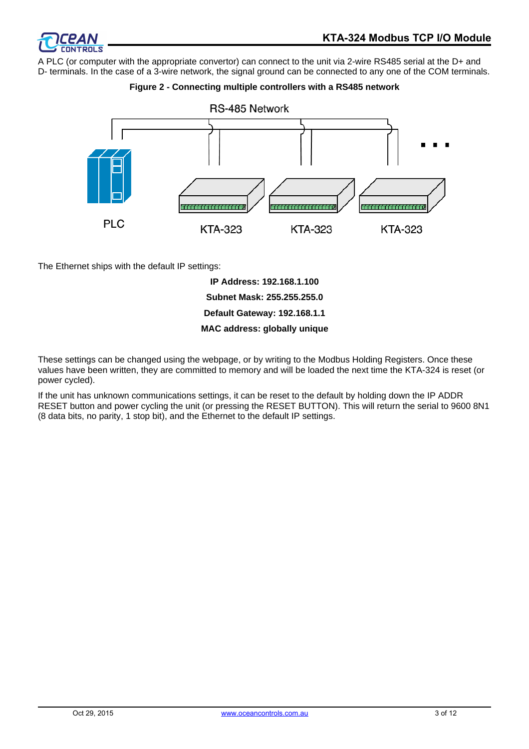A PLC (or computer with the appropriate convertor) can connect to the unit via 2-wire RS485 serial at the D+ and D- terminals. In the case of a 3-wire network, the signal ground can be connected to any one of the COM terminals.

**Figure 2 - Connecting multiple controllers with a RS485 network**

The Ethernet ships with the default IP settings:

**IP Address: 192.168.1.100**

**Subnet Mask: 255.255.255.0**

**Default Gateway: 192.168.1.1**

**MAC address: globally unique**

These settings can be changed using the webpage, or by writing to the Modbus Holding Registers. Once these values have been written, they are committed to memory and will be loaded the next time the KTA-324 is reset (or power cycled).

If the unit has unknown communications settings, it can be reset to the default by holding down the IP ADDR RESET button and power cycling the unit (or pressing the RESET BUTTON). This will return the serial to 9600 8N1 (8 data bits, no parity, 1 stop bit), and the Ethernet to the default IP settings.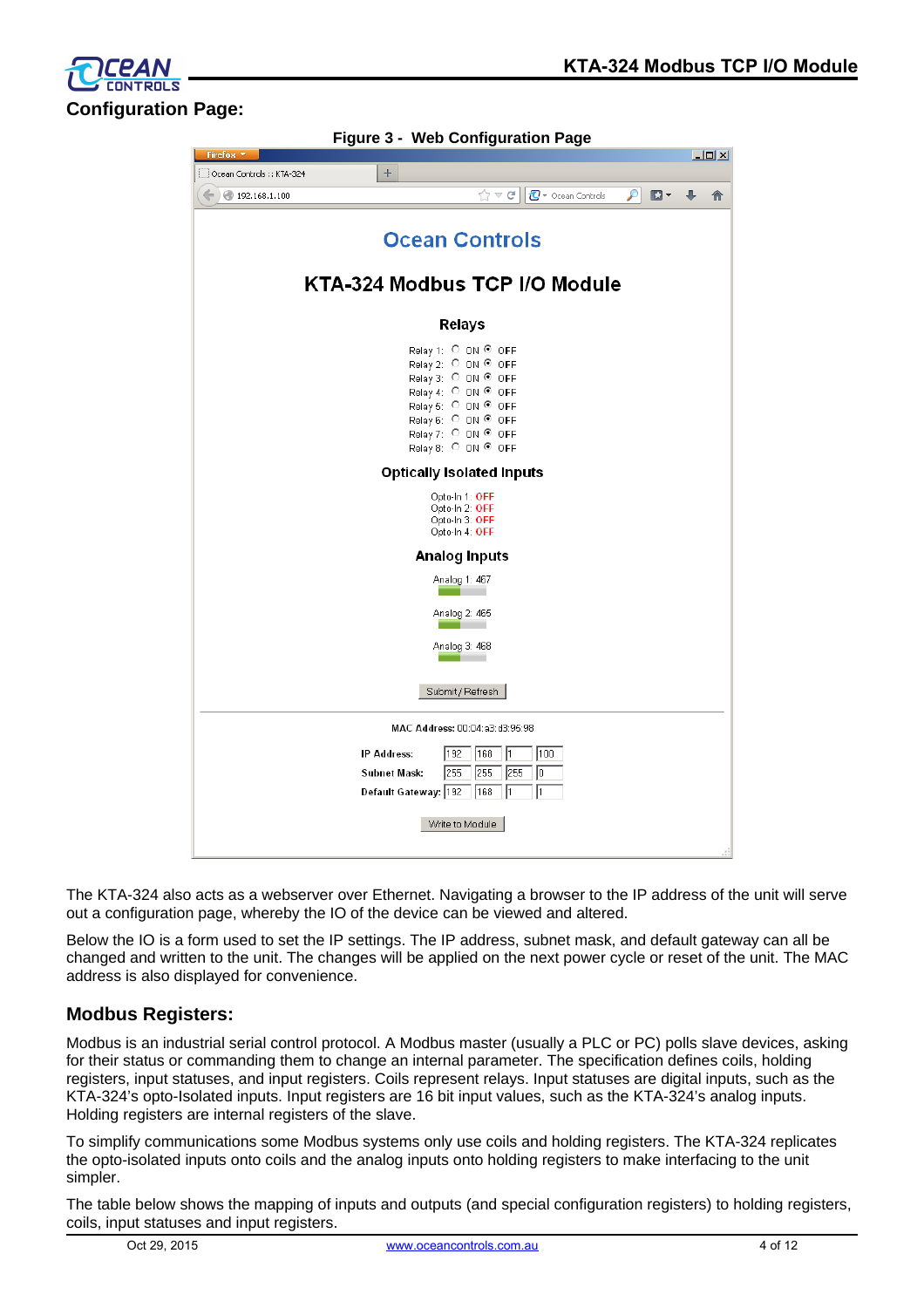## Configuration Page:

**Figure 3 - Web Configuration Page**

The KTA-324 also acts as a webserver over Ethernet. Navigating a browser to the IP address of the unit will serve out a configuration page, whereby the IO of the device can be viewed and altered.

Below the IO is a form used to set the IP settings. The IP address, subnet mask, and default gateway can all be changed and written to the unit. The changes will be applied on the next power cycle or reset of the unit. The MAC address is also displayed for convenience.

## Modbus Registers:

Modbus is an industrial serial control protocol. A Modbus master (usually a PLC or PC) polls slave devices, asking for their status or commanding them to change an internal parameter. The specification defines coils, holding registers, input statuses, and input registers. Coils represent relays. Input statuses are digital inputs, such as the KTA-324's opto-Isolated inputs. Input registers are 16 bit input values, such as the KTA-324's analog inputs. Holding registers are internal registers of the slave.

To simplify communications some Modbus systems only use coils and holding registers. The KTA-324 replicates the opto-isolated inputs onto coils and the analog inputs onto holding registers to make interfacing to the unit simpler.

The table below shows the mapping of inputs and outputs (and special configuration registers) to holding registers, coils, input statuses and input registers.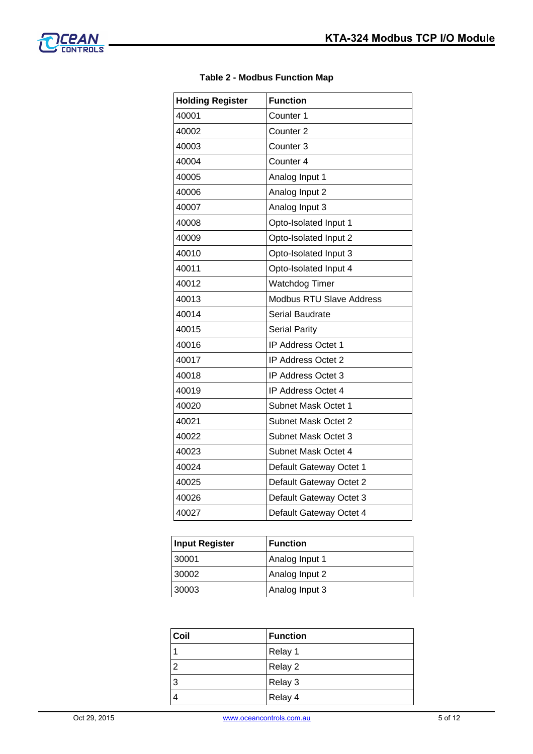**Table 2 - Modbus Function Map**

| Holding Register | Function |
| --- | --- |
| 40001 | Counter 1 |
| 40002 | Counter 2 |
| 40003 | Counter 3 |
| 40004 | Counter 4 |
| 40005 | Analog Input 1 |
| 40006 | Analog Input 2 |
| 40007 | Analog Input 3 |
| 40008 | Opto-Isolated Input 1 |
| 40009 | Opto-Isolated Input 2 |
| 40010 | Opto-Isolated Input 3 |
| 40011 | Opto-Isolated Input 4 |
| 40012 | Watchdog Timer |
| 40013 | Modbus RTU Slave Address |
| 40014 | Serial Baudrate |
| 40015 | Serial Parity |
| 40016 | IP Address Octet 1 |
| 40017 | IP Address Octet 2 |
| 40018 | IP Address Octet 3 |
| 40019 | IP Address Octet 4 |
| 40020 | Subnet Mask Octet 1 |
| 40021 | Subnet Mask Octet 2 |
| 40022 | Subnet Mask Octet 3 |
| 40023 | Subnet Mask Octet 4 |
| 40024 | Default Gateway Octet 1 |
| 40025 | Default Gateway Octet 2 |
| 40026 | Default Gateway Octet 3 |
| 40027 | Default Gateway Octet 4 |

| Input Register | Function |
| --- | --- |
| 30001 | Analog Input 1 |
| 30002 | Analog Input 2 |
| 30003 | Analog Input 3 |

| Coil | Function |
| --- | --- |
| 1 | Relay 1 |
| 2 | Relay 2 |
| 3 | Relay 3 |
| 4 | Relay 4 |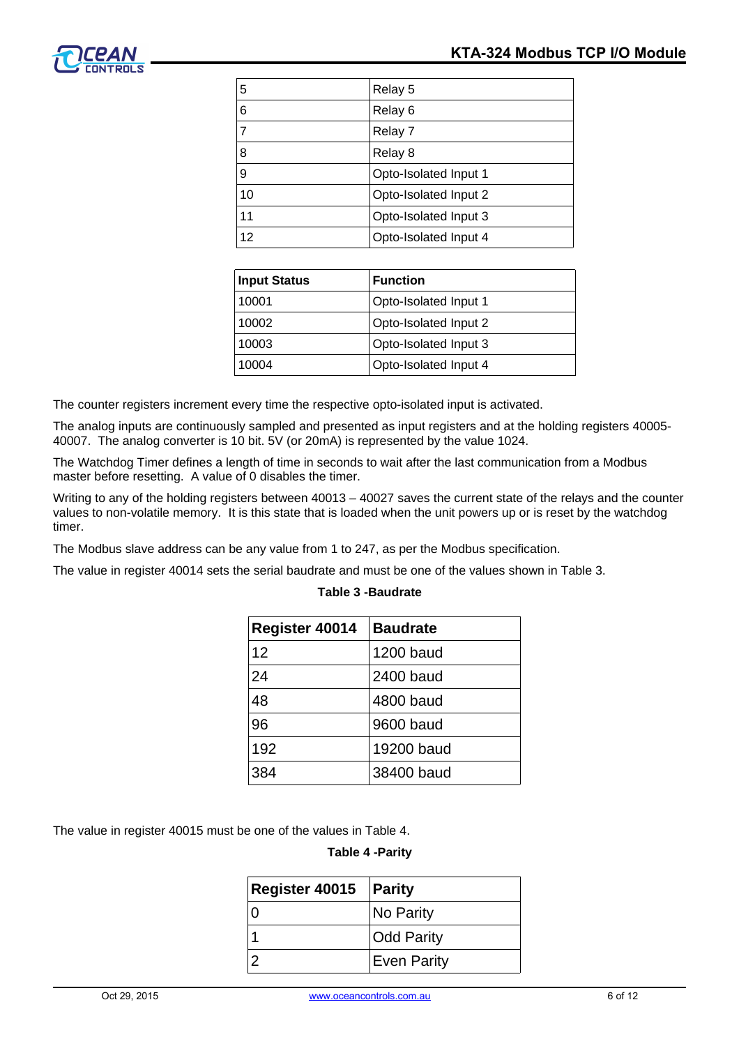| 5 | Relay 5 |
|---|---|
| 6 | Relay 6 |
| 7 | Relay 7 |
| 8 | Relay 8 |
| 9 | Opto-Isolated Input 1 |
| 10 | Opto-Isolated Input 2 |
| 11 | Opto-Isolated Input 3 |
| 12 | Opto-Isolated Input 4 |

| Input Status | Function |
|---|---|
| 10001 | Opto-Isolated Input 1 |
| 10002 | Opto-Isolated Input 2 |
| 10003 | Opto-Isolated Input 3 |
| 10004 | Opto-Isolated Input 4 |

The counter registers increment every time the respective opto-isolated input is activated.

The analog inputs are continuously sampled and presented as input registers and at the holding registers 40005-40007. The analog converter is 10 bit. 5V (or 20mA) is represented by the value 1024.

The Watchdog Timer defines a length of time in seconds to wait after the last communication from a Modbus master before resetting. A value of 0 disables the timer.

Writing to any of the holding registers between 40013 – 40027 saves the current state of the relays and the counter values to non-volatile memory. It is this state that is loaded when the unit powers up or is reset by the watchdog timer.

The Modbus slave address can be any value from 1 to 247, as per the Modbus specification.

The value in register 40014 sets the serial baudrate and must be one of the values shown in Table 3.

**Table 3 -Baudrate**

| Register 40014 | Baudrate |
|---|---|
| 12 | 1200 baud |
| 24 | 2400 baud |
| 48 | 4800 baud |
| 96 | 9600 baud |
| 192 | 19200 baud |
| 384 | 38400 baud |

The value in register 40015 must be one of the values in Table 4.

**Table 4 -Parity**

| Register 40015 | Parity |
|---|---|
| 0 | No Parity |
| 1 | Odd Parity |
| 2 | Even Parity |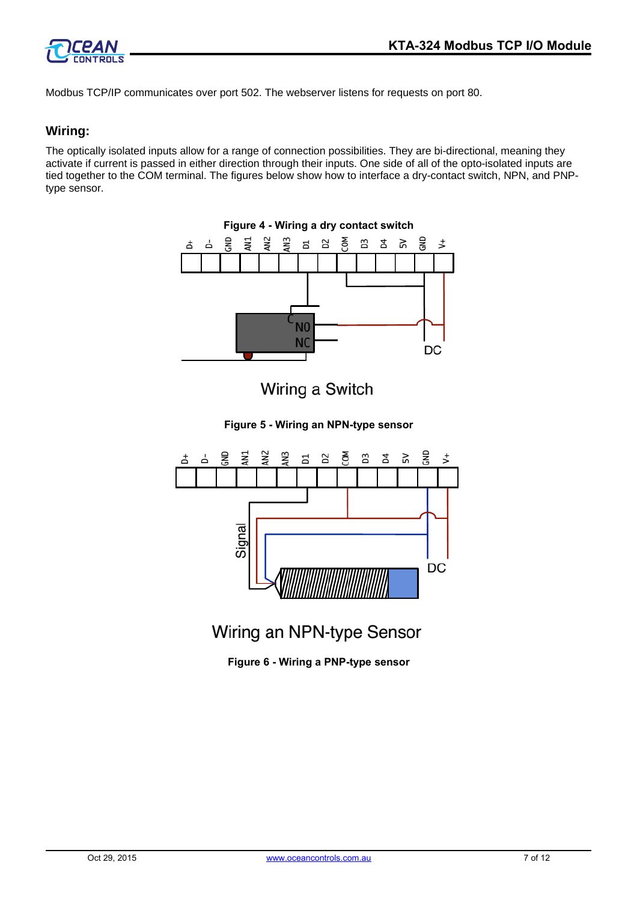Modbus TCP/IP communicates over port 502. The webserver listens for requests on port 80.

## Wiring:

The optically isolated inputs allow for a range of connection possibilities. They are bi-directional, meaning they activate if current is passed in either direction through their inputs. One side of all of the opto-isolated inputs are tied together to the COM terminal. The figures below show how to interface a dry-contact switch, NPN, and PNP-type sensor.

**Figure 4 - Wiring a dry contact switch**

**Figure 5 - Wiring an NPN-type sensor**

**Figure 6 - Wiring a PNP-type sensor**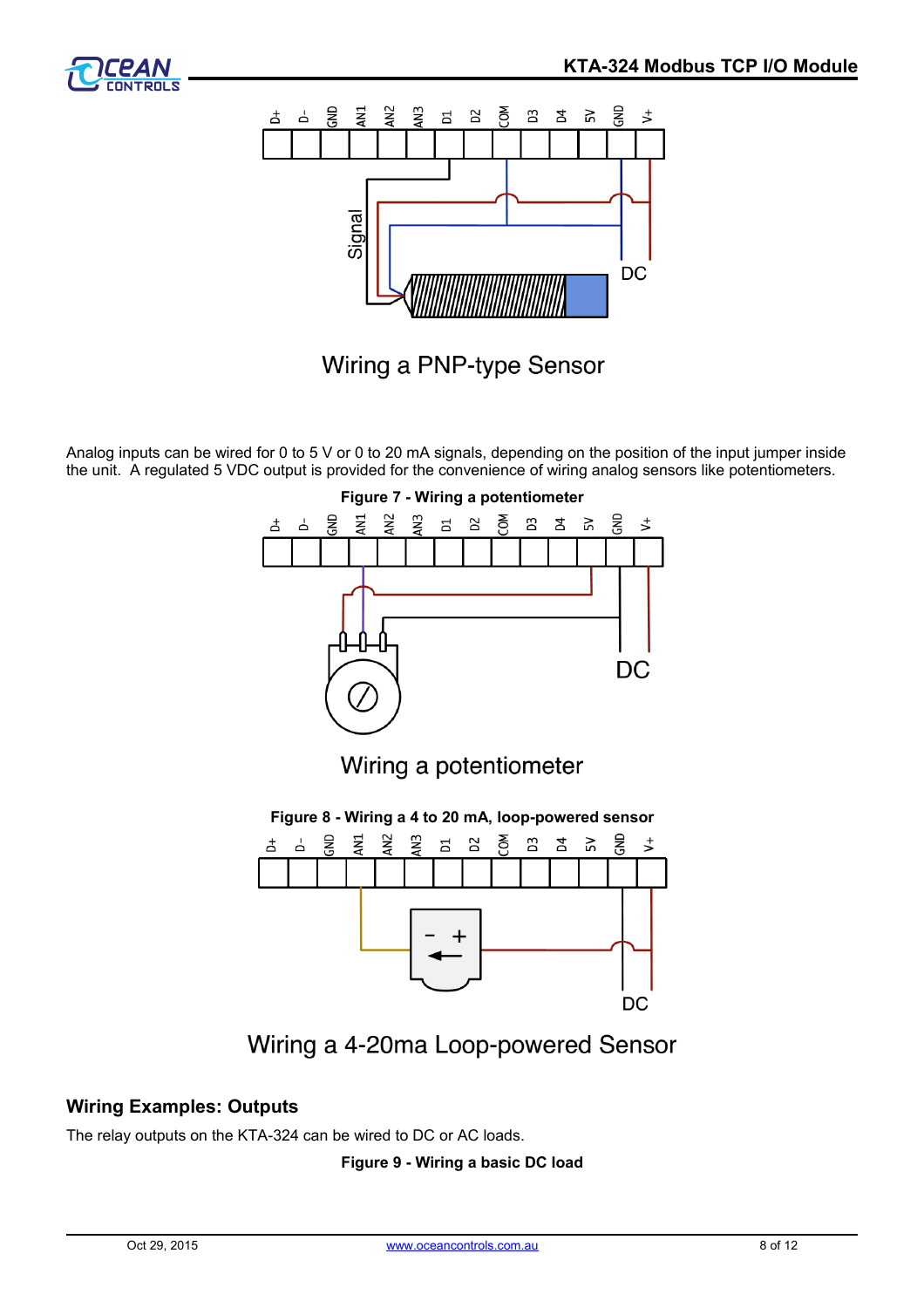Wiring a PNP-type Sensor

Analog inputs can be wired for 0 to 5 V or 0 to 20 mA signals, depending on the position of the input jumper inside the unit. A regulated 5 VDC output is provided for the convenience of wiring analog sensors like potentiometers.

**Figure 7 - Wiring a potentiometer**

Wiring a potentiometer

**Figure 8 - Wiring a 4 to 20 mA, loop-powered sensor**

Wiring a 4-20ma Loop-powered Sensor

## Wiring Examples: Outputs

The relay outputs on the KTA-324 can be wired to DC or AC loads.

**Figure 9 - Wiring a basic DC load**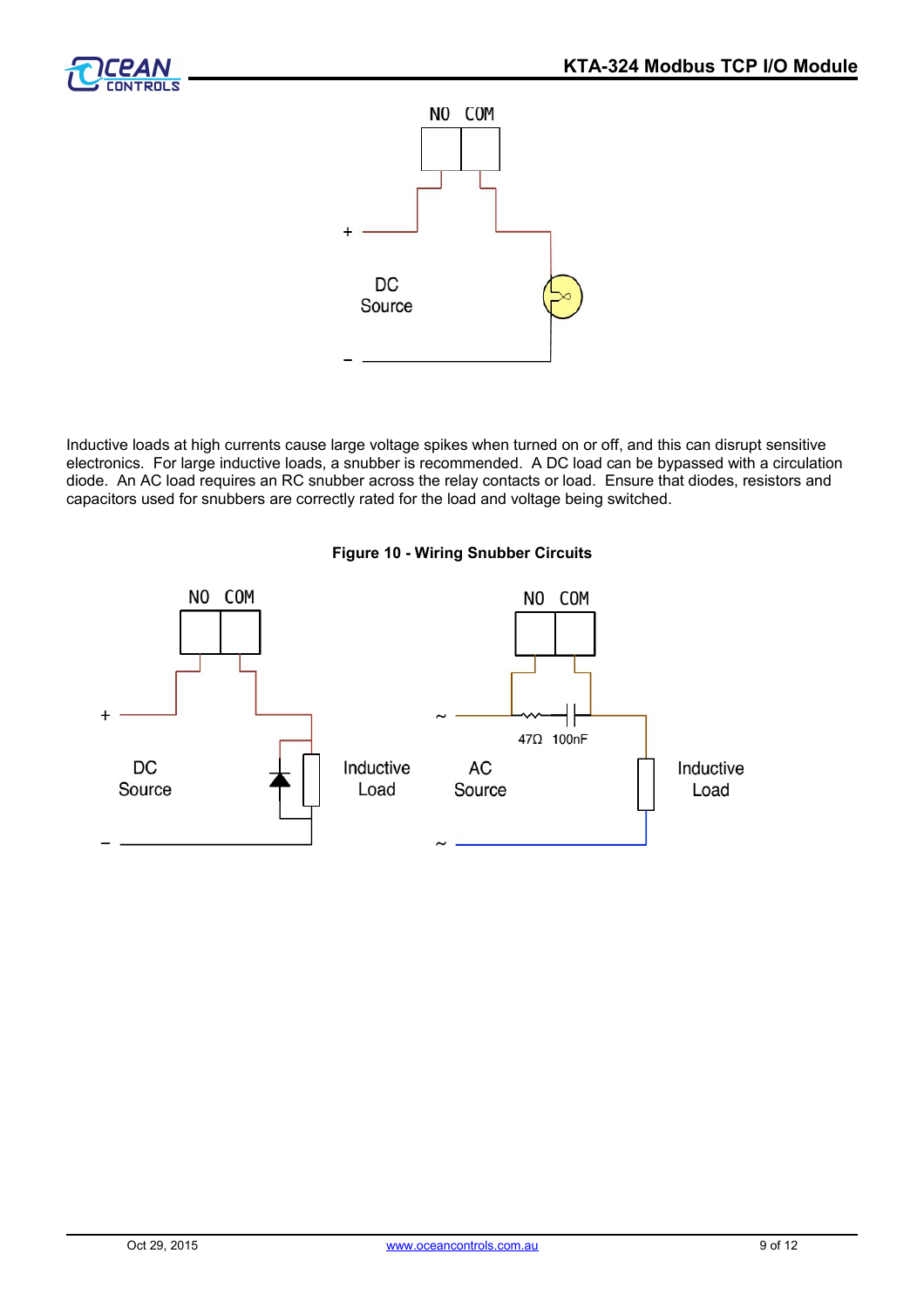Inductive loads at high currents cause large voltage spikes when turned on or off, and this can disrupt sensitive electronics. For large inductive loads, a snubber is recommended. A DC load can be bypassed with a circulation diode. An AC load requires an RC snubber across the relay contacts or load. Ensure that diodes, resistors and capacitors used for snubbers are correctly rated for the load and voltage being switched.

**Figure 10 - Wiring Snubber Circuits**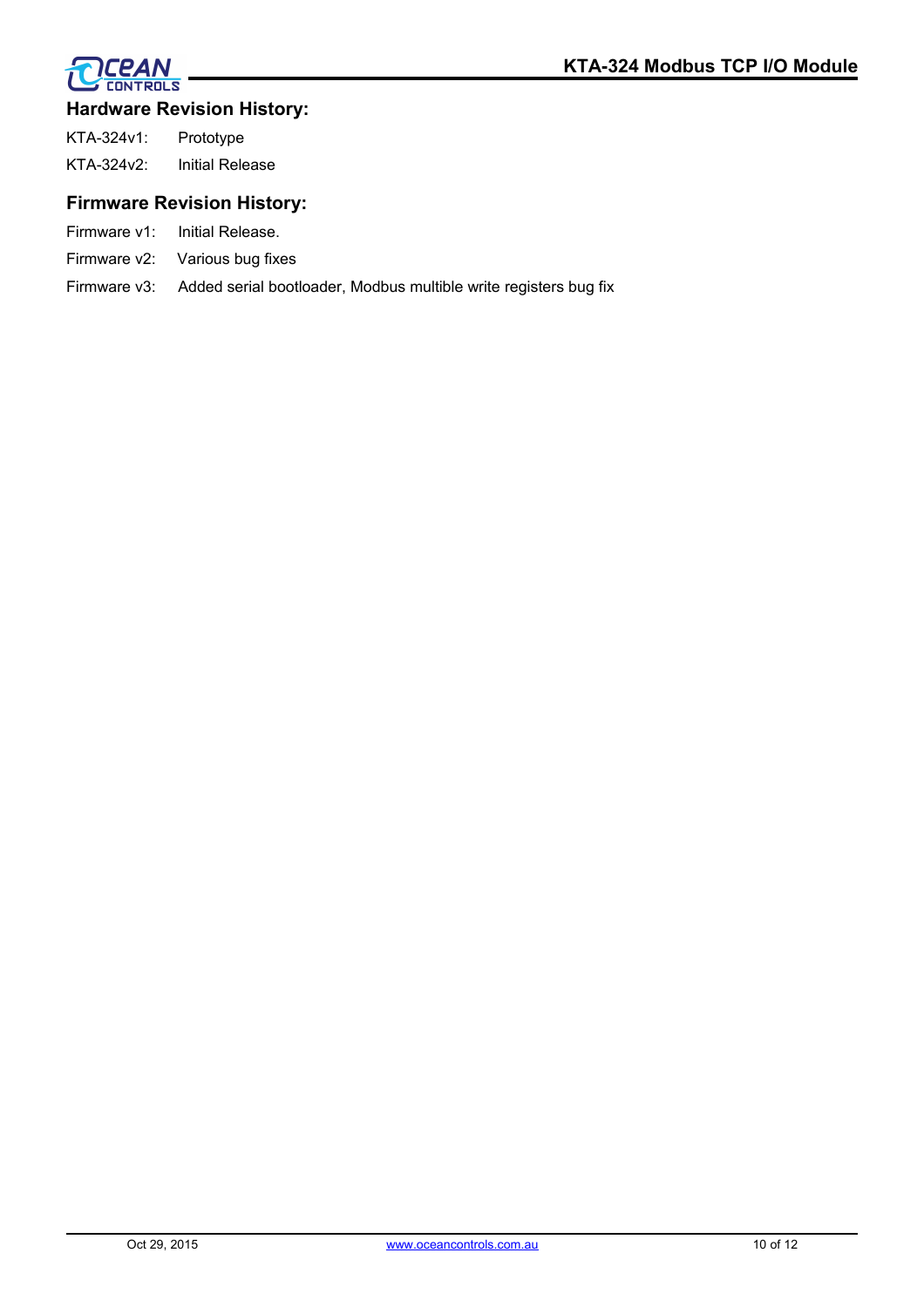## Hardware Revision History:

KTA-324v1: Prototype

KTA-324v2: Initial Release

## Firmware Revision History:

Firmware v1: Initial Release.

Firmware v2: Various bug fixes

Firmware v3: Added serial bootloader, Modbus multible write registers bug fix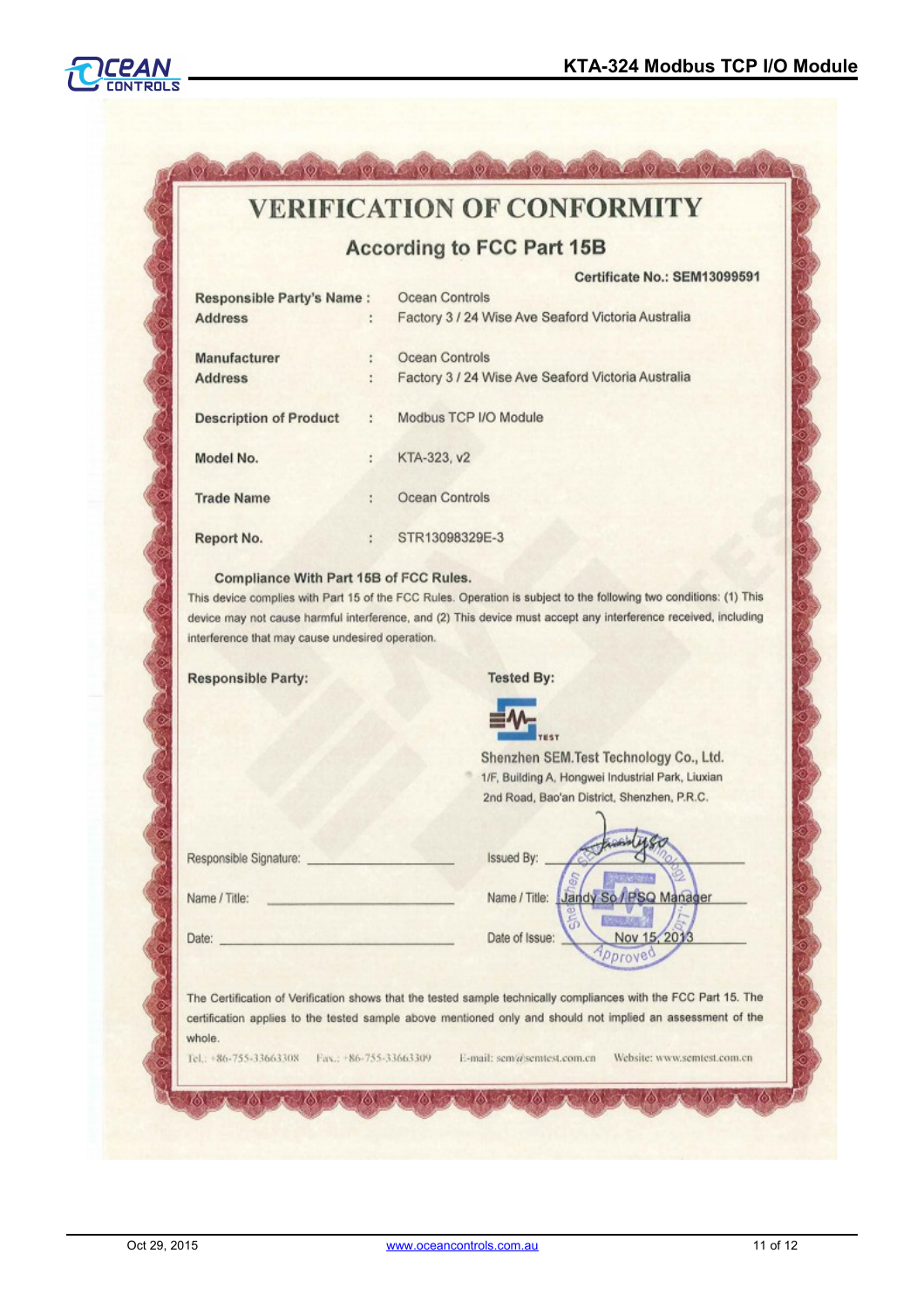# VERIFICATION OF CONFORMITY

## According to FCC Part 15B

**Certificate No.: SEM13099591**

| | | |
|---|---|---|
| **Responsible Party's Name** | : | Ocean Controls |
| **Address** | : | Factory 3 / 24 Wise Ave Seaford Victoria Australia |
| **Manufacturer** | : | Ocean Controls |
| **Address** | : | Factory 3 / 24 Wise Ave Seaford Victoria Australia |
| **Description of Product** | : | Modbus TCP I/O Module |
| **Model No.** | : | KTA-323, v2 |
| **Trade Name** | : | Ocean Controls |
| **Report No.** | : | STR13098329E-3 |

**Compliance With Part 15B of FCC Rules.**

This device complies with Part 15 of the FCC Rules. Operation is subject to the following two conditions: (1) This device may not cause harmful interference, and (2) This device must accept any interference received, including interference that may cause undesired operation.

**Responsible Party:**

Responsible Signature: ____________________

Name / Title: ____________________

Date: ____________________

**Tested By:**

Shenzhen SEM.Test Technology Co., Ltd.
1/F, Building A, Hongwei Industrial Park, Liuxian 2nd Road, Bao'an District, Shenzhen, P.R.C.

Issued By: ____________________

Name / Title: Jandy So / PSQ Manager

Date of Issue: Nov 15, 2013

The Certification of Verification shows that the tested sample technically compliances with the FCC Part 15. The certification applies to the tested sample above mentioned only and should not implied an assessment of the whole.

Tel.: +86-755-33663308 Fax.: +86-755-33663309 E-mail: sem@semtest.com.cn Website: www.semtest.com.cn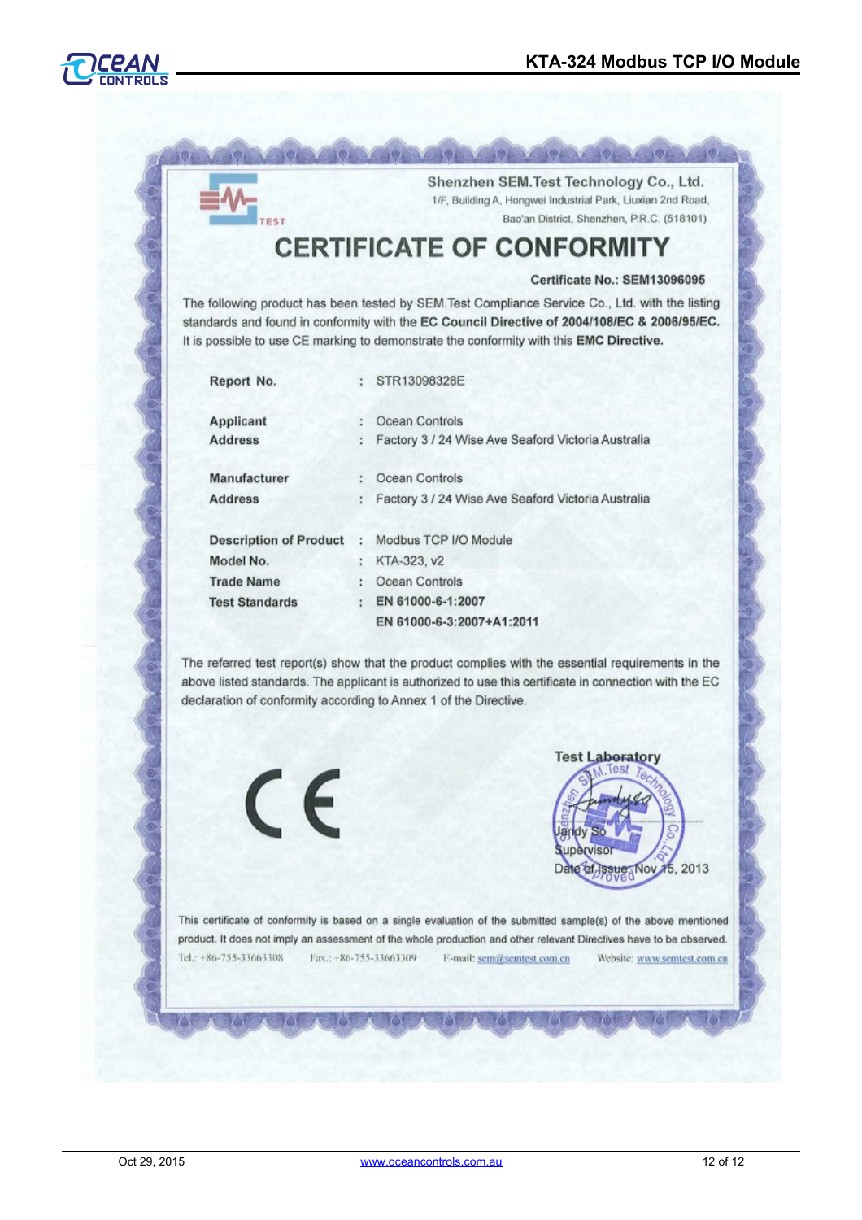**Shenzhen SEM.Test Technology Co., Ltd.**
1/F, Building A, Hongwei Industrial Park, Liuxian 2nd Road,
Bao'an District, Shenzhen, P.R.C. (518101)

# CERTIFICATE OF CONFORMITY

**Certificate No.: SEM13096095**

The following product has been tested by SEM.Test Compliance Service Co., Ltd. with the listing standards and found in conformity with the **EC Council Directive of 2004/108/EC & 2006/95/EC.** It is possible to use CE marking to demonstrate the conformity with this **EMC Directive.**

| | | |
|---|---|---|
| **Report No.** | : | STR13098328E |
| **Applicant** | : | Ocean Controls |
| **Address** | : | Factory 3 / 24 Wise Ave Seaford Victoria Australia |
| **Manufacturer** | : | Ocean Controls |
| **Address** | : | Factory 3 / 24 Wise Ave Seaford Victoria Australia |
| **Description of Product** | : | Modbus TCP I/O Module |
| **Model No.** | : | KTA-323, v2 |
| **Trade Name** | : | Ocean Controls |
| **Test Standards** | : | **EN 61000-6-1:2007** |
| | | **EN 61000-6-3:2007+A1:2011** |

The referred test report(s) show that the product complies with the essential requirements in the above listed standards. The applicant is authorized to use this certificate in connection with the EC declaration of conformity according to Annex 1 of the Directive.

CE

**Test Laboratory**

Jandy So
Supervisor
Date of Issue: Nov 15, 2013

This certificate of conformity is based on a single evaluation of the submitted sample(s) of the above mentioned product. It does not imply an assessment of the whole production and other relevant Directives have to be observed.

Tel.: +86-755-33663308 Fax.: +86-755-33663309 E-mail: sem@semtest.com.cn Website: www.semtest.com.cn